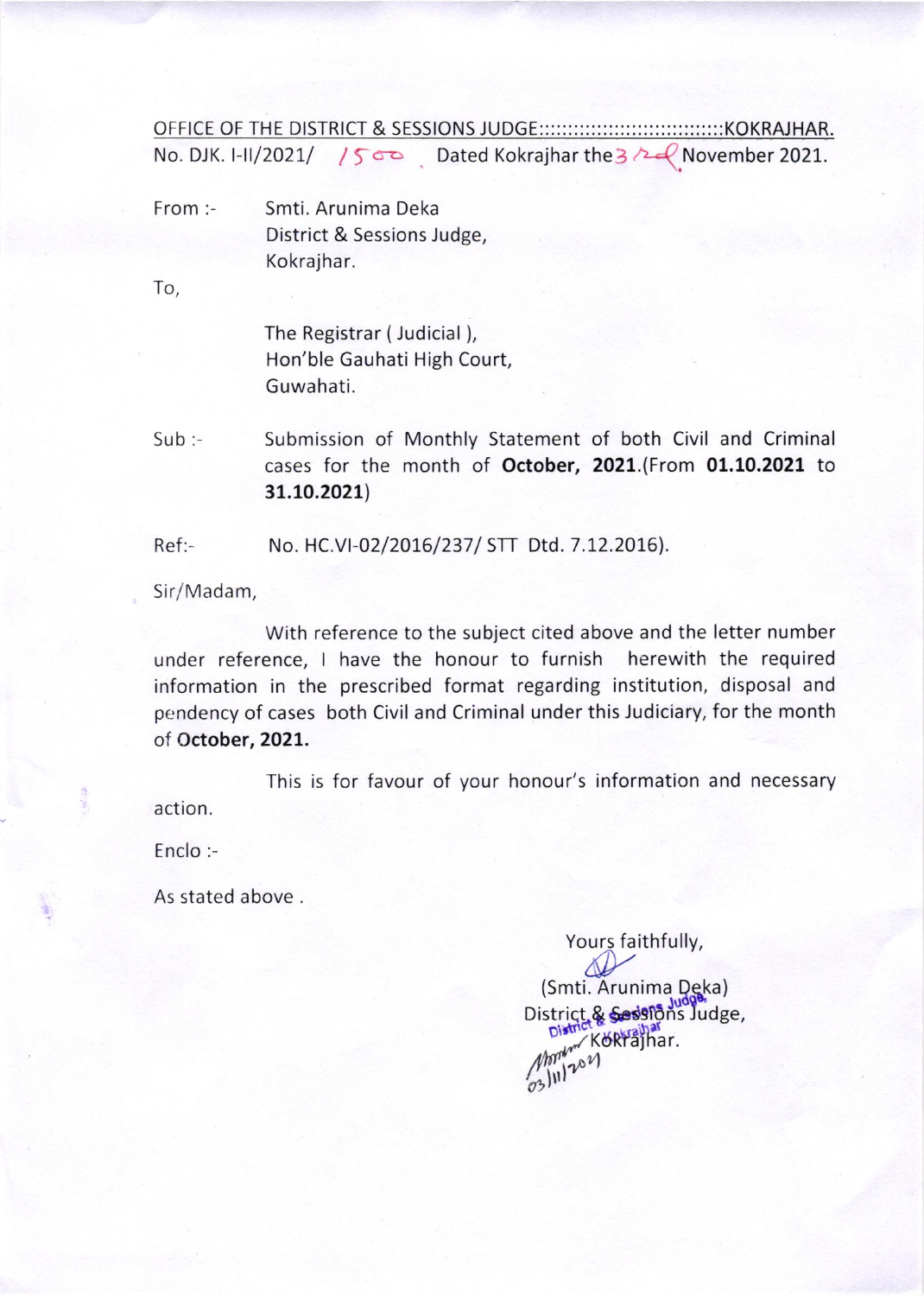OFFICE OF THE DISTRICT & SESSIONS JUDGE::::::::::::::::::::::::::::::::KOKRAJHAR.

No. DJK. I-II/2021/ 1500 . Dated Kokrajhar the 3rd November 2021.

From :- Smti. Arunima Deka
District & Sessions Judge,
Kokrajhar.

To,

The Registrar ( Judicial ),
Hon'ble Gauhati High Court,
Guwahati.

Sub :- Submission of Monthly Statement of both Civil and Criminal cases for the month of **October, 2021**.(From **01.10.2021** to **31.10.2021**)

Ref:- No. HC.VI-02/2016/237/ STT Dtd. 7.12.2016).

Sir/Madam,

With reference to the subject cited above and the letter number under reference, I have the honour to furnish herewith the required information in the prescribed format regarding institution, disposal and pendency of cases both Civil and Criminal under this Judiciary, for the month of **October, 2021.**

This is for favour of your honour's information and necessary action.

Enclo :-

As stated above .

Yours faithfully,

(Smti. Arunima Deka)
District & Sessions Judge,
Kokrajhar.

District & Sessions Judge, Kokrajhar
03/11/2021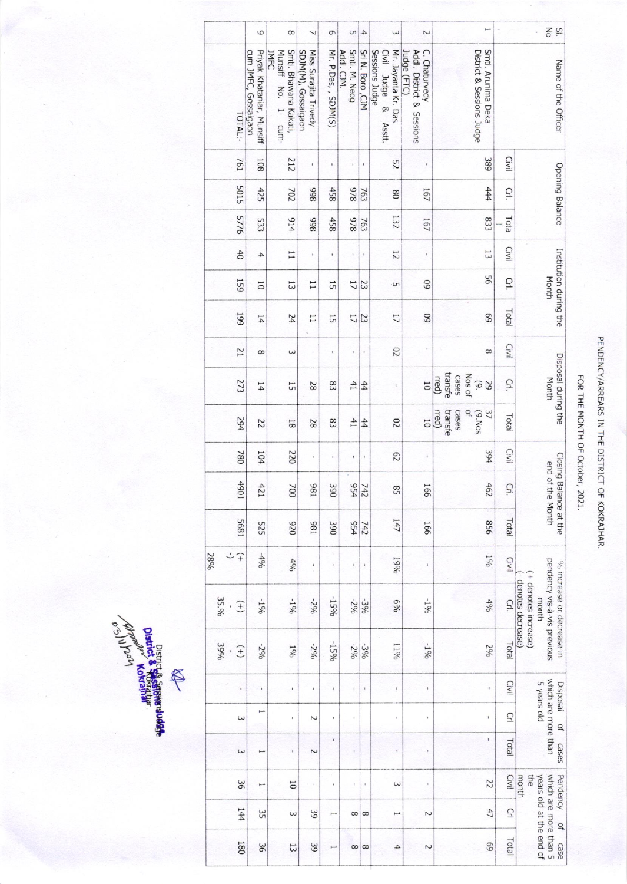PENDENCY/ARREARS IN THE DISTRICT OF KOKRAJHAR.

FOR THE MONTH OF October, 2021.

| Sl. No | Name of the Officer | Opening Balance | | | Institution during the Month | | | Disposal during the Month | | | Closing Balance at the end of the Month | | | % increase or decrease in pendency vis-à-vis previous month (+ denotes increase) (- denotes decrease) | | | Disposal of cases which are more than 5 years old | | | Pendency of case which are more than 5 years old at the end of the month | | |
|---|---|---|---|---|---|---|---|---|---|---|---|---|---|---|---|---|---|---|---|---|---|---|
| | | Civil | Crl. | Total | Civil | Crl. | Total | Civil | Crl. | Total | Civil | Crl. | Total | Civil | Crl. | Total | Civil | Crl | Total | Civil | Crl | Total |
| 1 | Smti. Arunima Deka District & Sessions Judge | 389 | 444 | 833 | 13 | 56 | 69 | 8 | 29 (9. Nos of cases transferred) | 37 (9.Nos of cases transferred) | 394 | 462 | 856 | 1% | 4% | 2% | - | - | - | 22 | 47 | 69 |
| 2 | C. Chaturvedy Addl. District & Sessions Judge (FTC) | - | 167 | 167 | - | 09 | 09 | - | 10 | 10 | - | 166 | 166 | - | -1% | -1% | - | - | - | - | 2 | 2 |
| 3 | Mr. Jayanta Kr. Das Civil Judge & Asstt. Sessions Judge | 52 | 80 | 132 | 12 | 5 | 17 | 02 | - | 02 | 62 | 85 | 147 | 19% | 6% | 11% | - | - | - | 3 | 1 | 4 |
| 4 | Sri N. Boro ,CJM | - | 763 | 763 | - | 23 | 23 | - | 44 | 44 | - | 742 | 742 | - | -3% | -3% | - | - | - | - | 8 | 8 |
| 5 | Smti. M. Neog Addl. CJM. | - | 978 | 978 | - | 17 | 17 | - | 41 | 41 | - | 954 | 954 | - | -2% | -2% | - | - | - | - | 8 | 8 |
| 6 | Mr. P.Das, , SDJM(S) | - | 458 | 458 | - | 15 | 15 | - | 83 | 83 | - | 390 | 390 | - | -15% | -15% | - | - | - | - | 1 | 1 |
| 7 | Miss Surajita Trivedy SDJM(M), Gossaigaon | - | 998 | 998 | - | 11 | 11 | - | 28 | 28 | - | 981 | 981 | - | -2% | -2% | - | 2 | 2 | - | 39 | 39 |
| 8 | Smti. Bhawana Kakati, Munsiff No. 1- cum-JMFC | 212 | 702 | 914 | 11 | 13 | 24 | 3 | 15 | 18 | 220 | 700 | 920 | 4% | -1% | 1% | - | - | - | 10 | 3 | 13 |
| 9 | Priyak Khataniar, Munsiff cum JMFC, Gossaigaon | 108 | 425 | 533 | 4 | 10 | 14 | 8 | 14 | 22 | 104 | 421 | 525 | -4% | -1% | -2% | - | 1 | 1 | 1 | 35 | 36 |
| | TOTAL:- | 761 | 5015 | 5776 | 40 | 159 | 199 | 21 | 273 | 294 | 780 | 4901 | 5681 | (+ -) 28% | (+) - 35.% | (+) - 39% | - | 3 | 3 | 36 | 144 | 180 |

District & Sessions Judge
Kokrajhar.
03/11/2021